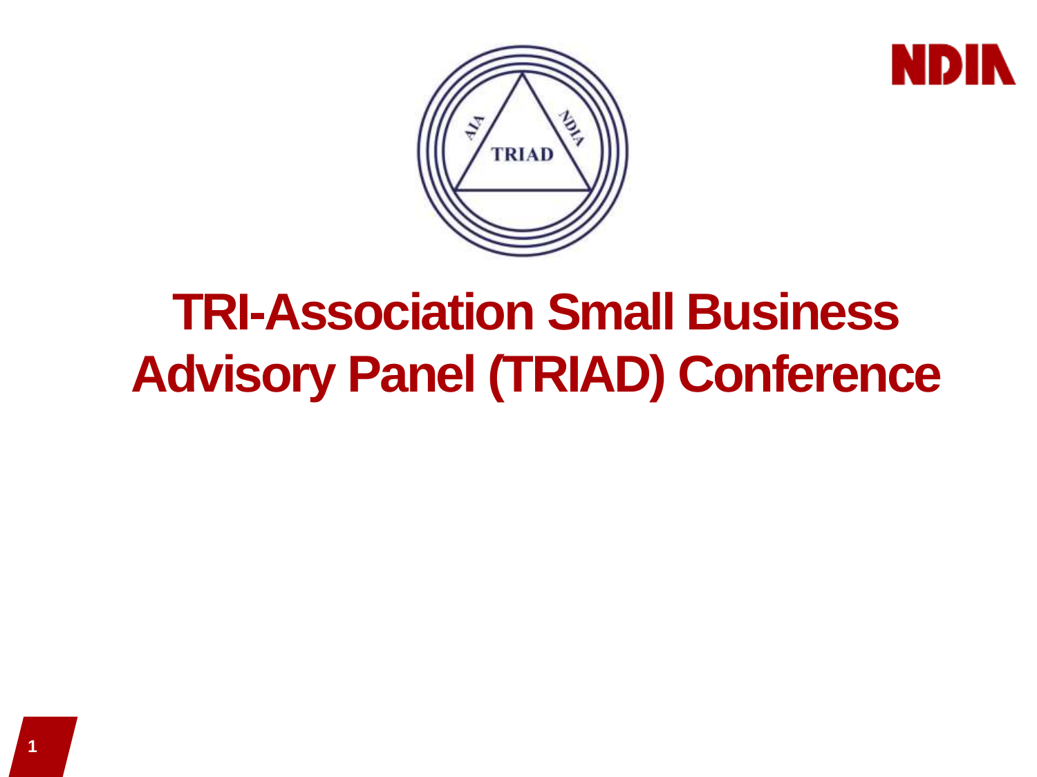# TRI-Association Small Business Advisory Panel (TRIAD) Conference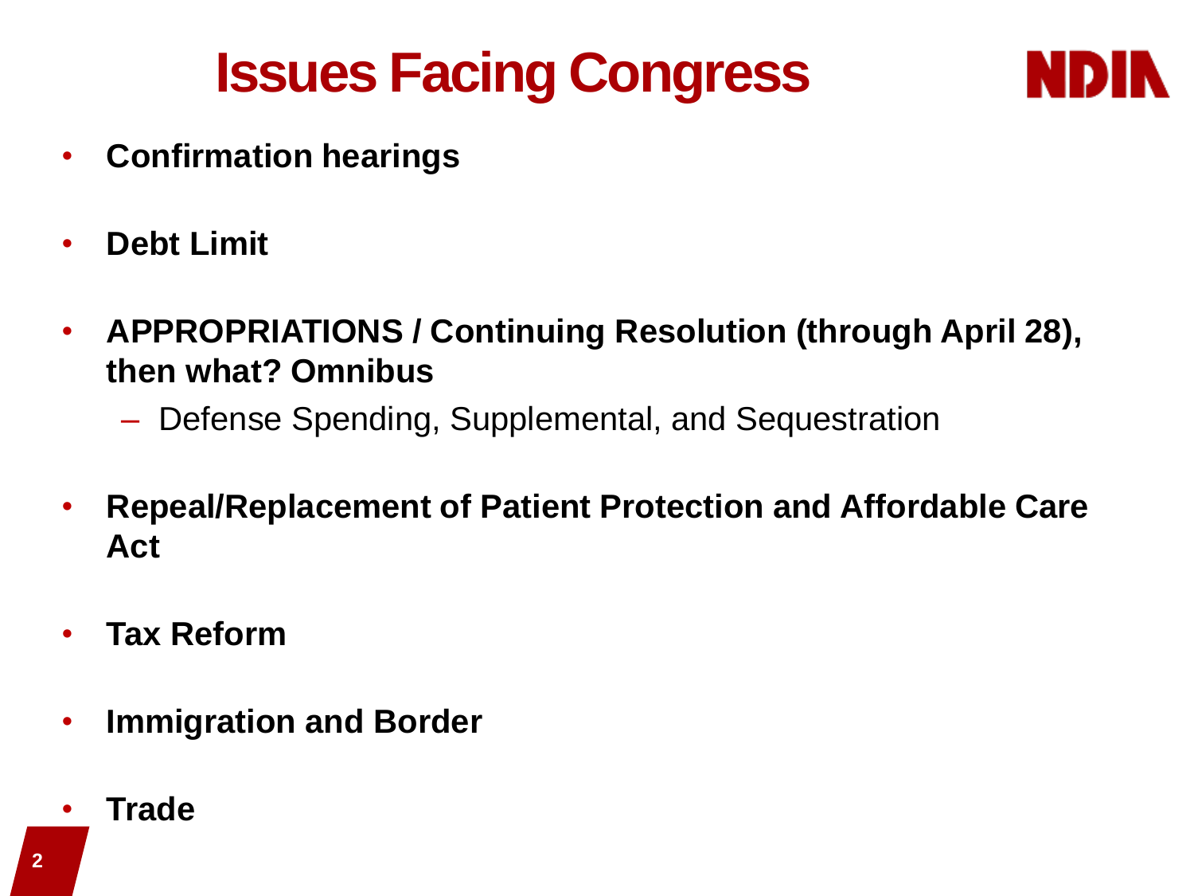# Issues Facing Congress

- **Confirmation hearings**
- **Debt Limit**
- **APPROPRIATIONS / Continuing Resolution (through April 28), then what? Omnibus**
  - Defense Spending, Supplemental, and Sequestration
- **Repeal/Replacement of Patient Protection and Affordable Care Act**
- **Tax Reform**
- **Immigration and Border**
- **Trade**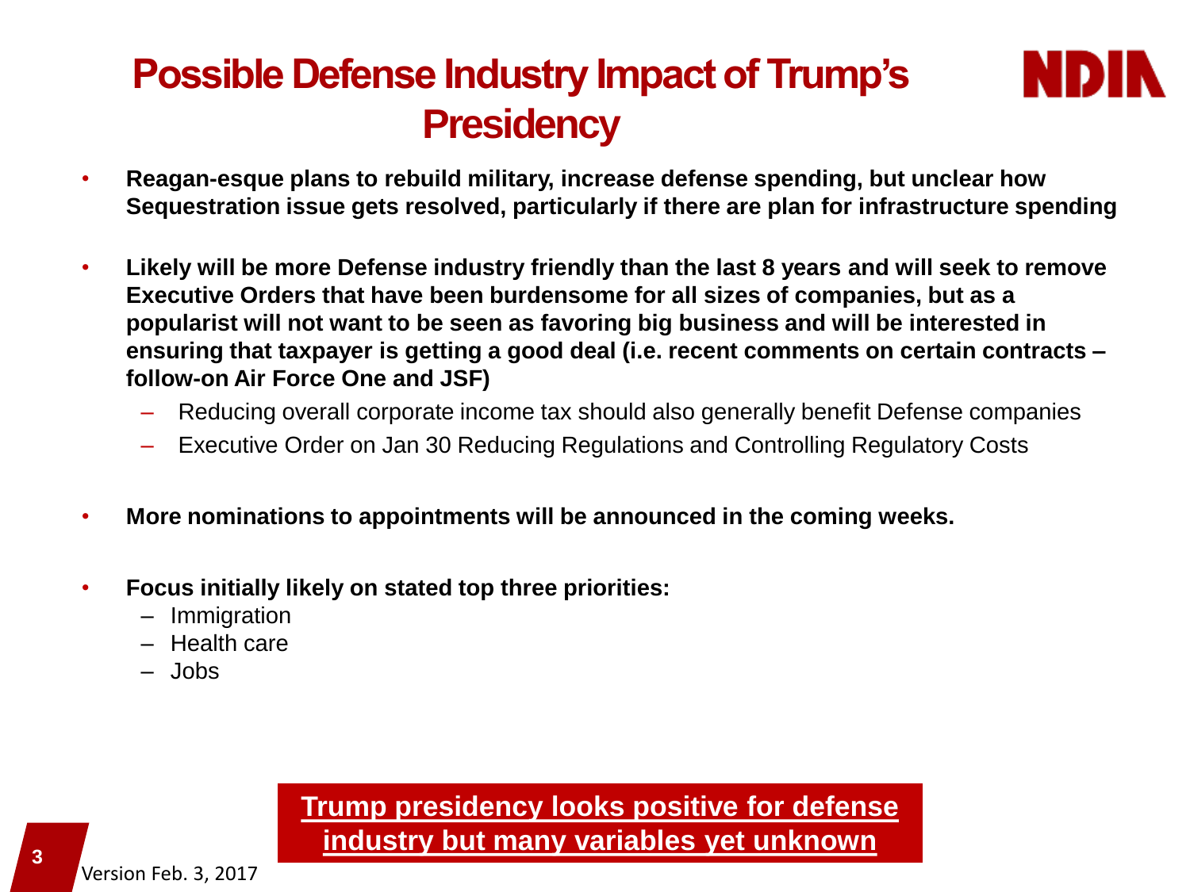# Possible Defense Industry Impact of Trump's Presidency

NDIA

- **Reagan-esque plans to rebuild military, increase defense spending, but unclear how Sequestration issue gets resolved, particularly if there are plan for infrastructure spending**

- **Likely will be more Defense industry friendly than the last 8 years and will seek to remove Executive Orders that have been burdensome for all sizes of companies, but as a popularist will not want to be seen as favoring big business and will be interested in ensuring that taxpayer is getting a good deal (i.e. recent comments on certain contracts – follow-on Air Force One and JSF)**
  - Reducing overall corporate income tax should also generally benefit Defense companies
  - Executive Order on Jan 30 Reducing Regulations and Controlling Regulatory Costs

- **More nominations to appointments will be announced in the coming weeks.**

- **Focus initially likely on stated top three priorities:**
  - Immigration
  - Health care
  - Jobs

**Trump presidency looks positive for defense industry but many variables yet unknown**

Version Feb. 3, 2017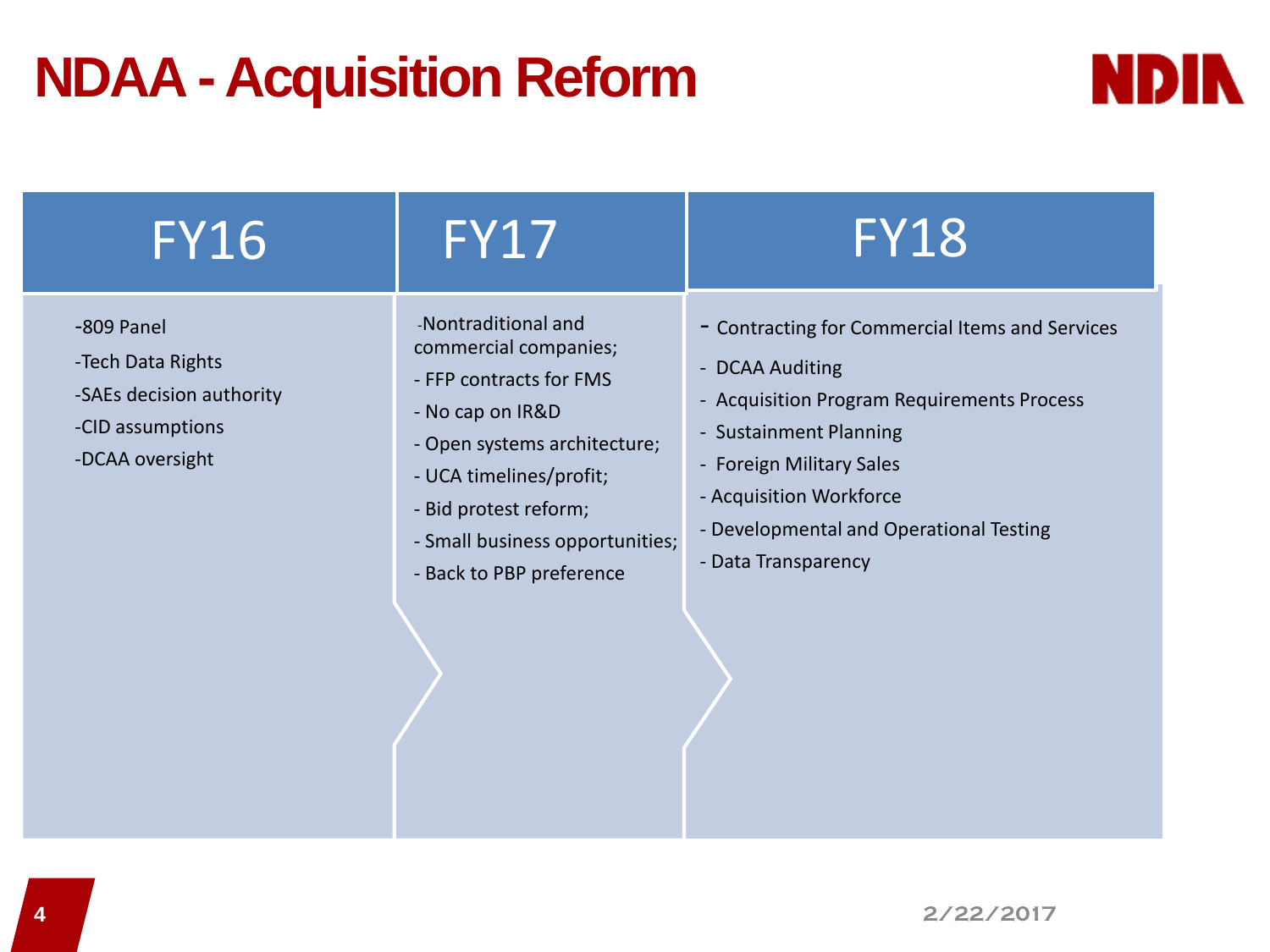# NDAA - Acquisition Reform

| FY16 | FY17 | FY18 |
|---|---|---|
| -809 Panel<br>-Tech Data Rights<br>-SAEs decision authority<br>-CID assumptions<br>-DCAA oversight | -Nontraditional and commercial companies;<br>- FFP contracts for FMS<br>- No cap on IR&D<br>- Open systems architecture;<br>- UCA timelines/profit;<br>- Bid protest reform;<br>- Small business opportunities;<br>- Back to PBP preference | - Contracting for Commercial Items and Services<br>- DCAA Auditing<br>- Acquisition Program Requirements Process<br>- Sustainment Planning<br>- Foreign Military Sales<br>- Acquisition Workforce<br>- Developmental and Operational Testing<br>- Data Transparency |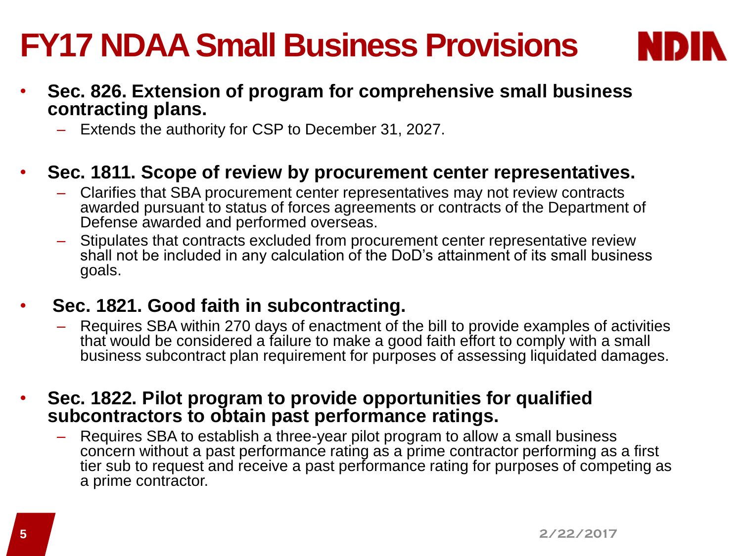# FY17 NDAA Small Business Provisions

- **Sec. 826. Extension of program for comprehensive small business contracting plans.**
  - Extends the authority for CSP to December 31, 2027.

- **Sec. 1811. Scope of review by procurement center representatives.**
  - Clarifies that SBA procurement center representatives may not review contracts awarded pursuant to status of forces agreements or contracts of the Department of Defense awarded and performed overseas.
  - Stipulates that contracts excluded from procurement center representative review shall not be included in any calculation of the DoD's attainment of its small business goals.

- **Sec. 1821. Good faith in subcontracting.**
  - Requires SBA within 270 days of enactment of the bill to provide examples of activities that would be considered a failure to make a good faith effort to comply with a small business subcontract plan requirement for purposes of assessing liquidated damages.

- **Sec. 1822. Pilot program to provide opportunities for qualified subcontractors to obtain past performance ratings.**
  - Requires SBA to establish a three-year pilot program to allow a small business concern without a past performance rating as a prime contractor performing as a first tier sub to request and receive a past performance rating for purposes of competing as a prime contractor.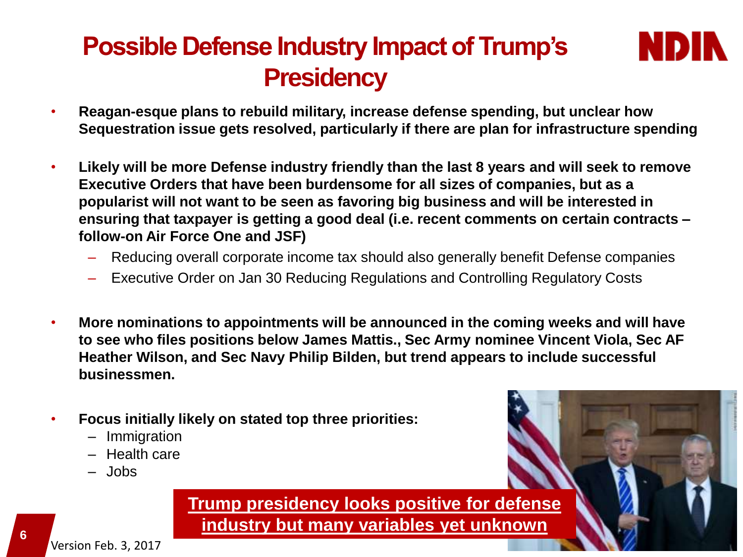# Possible Defense Industry Impact of Trump's Presidency

- **Reagan-esque plans to rebuild military, increase defense spending, but unclear how Sequestration issue gets resolved, particularly if there are plan for infrastructure spending**

- **Likely will be more Defense industry friendly than the last 8 years and will seek to remove Executive Orders that have been burdensome for all sizes of companies, but as a popularist will not want to be seen as favoring big business and will be interested in ensuring that taxpayer is getting a good deal (i.e. recent comments on certain contracts – follow-on Air Force One and JSF)**
  - Reducing overall corporate income tax should also generally benefit Defense companies
  - Executive Order on Jan 30 Reducing Regulations and Controlling Regulatory Costs

- **More nominations to appointments will be announced in the coming weeks and will have to see who files positions below James Mattis., Sec Army nominee Vincent Viola, Sec AF Heather Wilson, and Sec Navy Philip Bilden, but trend appears to include successful businessmen.**

- **Focus initially likely on stated top three priorities:**
  - Immigration
  - Health care
  - Jobs

**Trump presidency looks positive for defense industry but many variables yet unknown**

Version Feb. 3, 2017